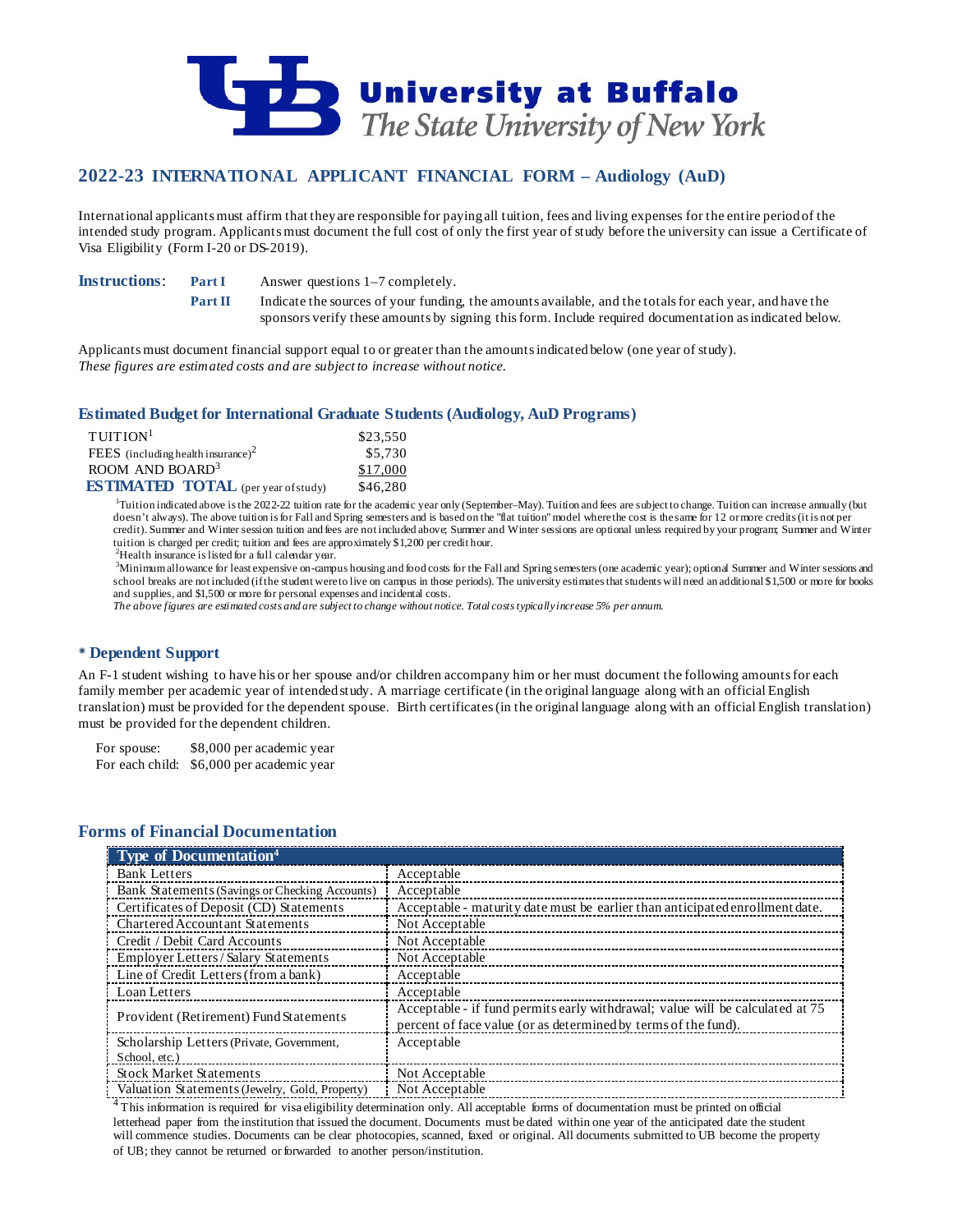# University at Buffalo
*The State University of New York*

## 2022-23 INTERNATIONAL APPLICANT FINANCIAL FORM – Audiology (AuD)

International applicants must affirm that they are responsible for paying all tuition, fees and living expenses for the entire period of the intended study program. Applicants must document the full cost of only the first year of study before the university can issue a Certificate of Visa Eligibility (Form I-20 or DS-2019).

**Instructions**: **Part I** Answer questions 1–7 completely.

**Part II** Indicate the sources of your funding, the amounts available, and the totals for each year, and have the sponsors verify these amounts by signing this form. Include required documentation as indicated below.

Applicants must document financial support equal to or greater than the amounts indicated below (one year of study).
*These figures are estimated costs and are subject to increase without notice.*

### Estimated Budget for International Graduate Students (Audiology, AuD Programs)

| | |
|---|---|
| TUITION[1] | $23,550 |
| FEES (including health insurance)[2] | $5,730 |
| ROOM AND BOARD[3] | $17,000 |
| **ESTIMATED TOTAL** (per year of study) | $46,280 |

[1]Tuition indicated above is the 2022-22 tuition rate for the academic year only (September–May). Tuition and fees are subject to change. Tuition can increase annually (but doesn't always). The above tuition is for Fall and Spring semesters and is based on the "flat tuition" model where the cost is the same for 12 or more credits (it is not per credit). Summer and Winter session tuition and fees are not included above; Summer and Winter sessions are optional unless required by your program; Summer and Winter tuition is charged per credit; tuition and fees are approximately $1,200 per credit hour.

[2]Health insurance is listed for a full calendar year.

[3]Minimum allowance for least expensive on-campus housing and food costs for the Fall and Spring semesters (one academic year); optional Summer and Winter sessions and school breaks are not included (if the student were to live on campus in those periods). The university estimates that students will need an additional $1,500 or more for books and supplies, and $1,500 or more for personal expenses and incidental costs.

*The above figures are estimated costs and are subject to change without notice. Total costs typically increase 5% per annum.*

### * Dependent Support

An F-1 student wishing to have his or her spouse and/or children accompany him or her must document the following amounts for each family member per academic year of intended study. A marriage certificate (in the original language along with an official English translation) must be provided for the dependent spouse. Birth certificates (in the original language along with an official English translation) must be provided for the dependent children.

For spouse: $8,000 per academic year
For each child: $6,000 per academic year

### Forms of Financial Documentation

| Type of Documentation[4] | |
|---|---|
| Bank Letters | Acceptable |
| Bank Statements (Savings or Checking Accounts) | Acceptable |
| Certificates of Deposit (CD) Statements | Acceptable - maturity date must be earlier than anticipated enrollment date. |
| Chartered Accountant Statements | Not Acceptable |
| Credit / Debit Card Accounts | Not Acceptable |
| Employer Letters / Salary Statements | Not Acceptable |
| Line of Credit Letters (from a bank) | Acceptable |
| Loan Letters | Acceptable |
| Provident (Retirement) Fund Statements | Acceptable - if fund permits early withdrawal; value will be calculated at 75 percent of face value (or as determined by terms of the fund). |
| Scholarship Letters (Private, Government, School, etc.) | Acceptable |
| Stock Market Statements | Not Acceptable |
| Valuation Statements (Jewelry, Gold, Property) | Not Acceptable |

[4] This information is required for visa eligibility determination only. All acceptable forms of documentation must be printed on official letterhead paper from the institution that issued the document. Documents must be dated within one year of the anticipated date the student will commence studies. Documents can be clear photocopies, scanned, faxed or original. All documents submitted to UB become the property of UB; they cannot be returned or forwarded to another person/institution.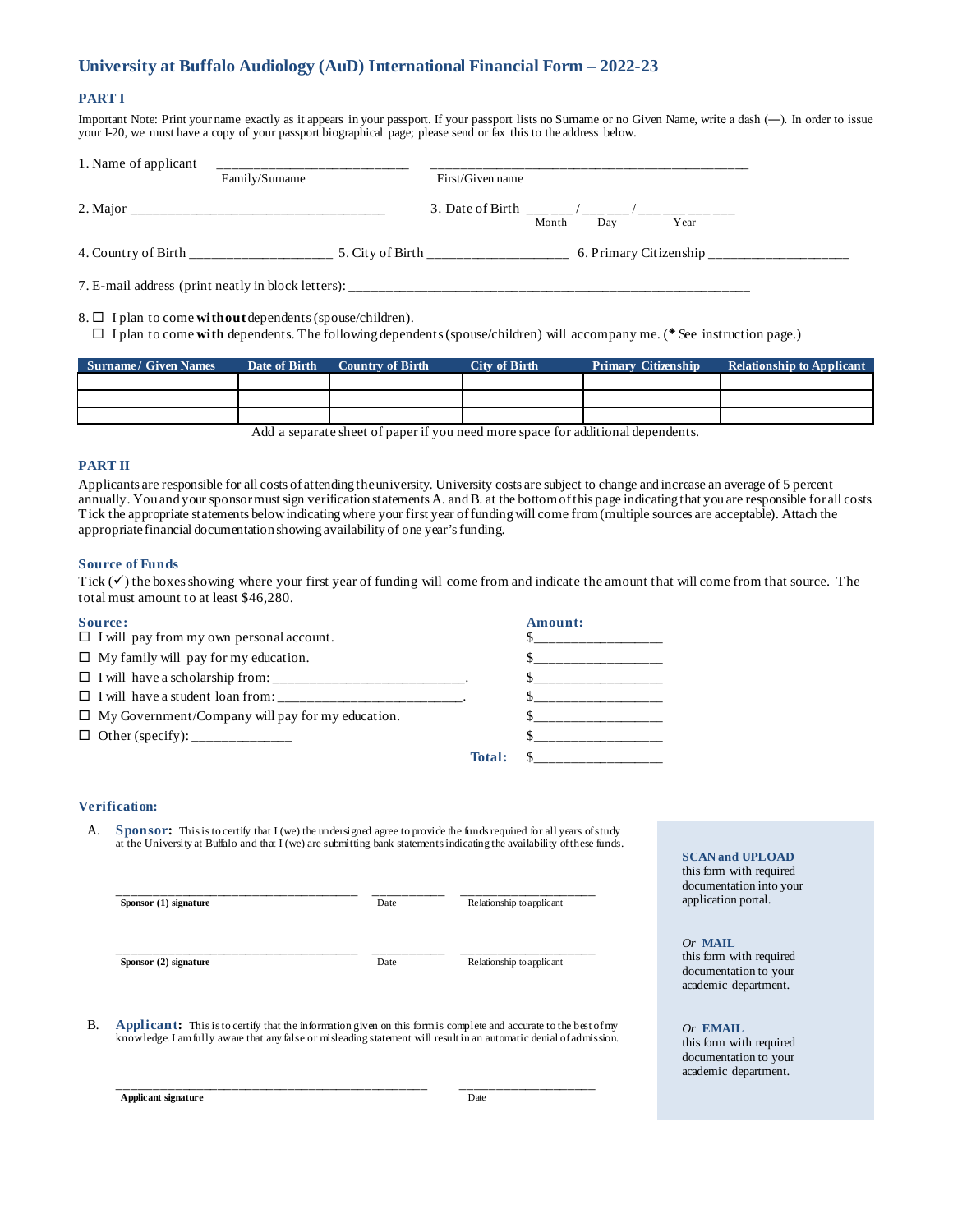## University at Buffalo Audiology (AuD) International Financial Form – 2022-23

### PART I

Important Note: Print your name exactly as it appears in your passport. If your passport lists no Surname or no Given Name, write a dash (—). In order to issue your I-20, we must have a copy of your passport biographical page; please send or fax this to the address below.

1. Name of applicant ____________________________ _____________________________________________
   Family/Surname First/Given name

2. Major ____________________________________ 3. Date of Birth ___ ___ / ___ ___ / ___ ___ ___ ___
   Month Day Year

4. Country of Birth ____________________ 5. City of Birth ____________________ 6. Primary Citizenship ____________________

7. E-mail address (print neatly in block letters): ____________________________________________________________

8. ☐ I plan to come **without** dependents (spouse/children).
   ☐ I plan to come **with** dependents. The following dependents (spouse/children) will accompany me. (* See instruction page.)

| Surname / Given Names | Date of Birth | Country of Birth | City of Birth | Primary Citizenship | Relationship to Applicant |
|---|---|---|---|---|---|
| | | | | | |
| | | | | | |
| | | | | | |

Add a separate sheet of paper if you need more space for additional dependents.

### PART II

Applicants are responsible for all costs of attending the university. University costs are subject to change and increase an average of 5 percent annually. You and your sponsor must sign verification statements A. and B. at the bottom of this page indicating that you are responsible for all costs. Tick the appropriate statements below indicating where your first year of funding will come from (multiple sources are acceptable). Attach the appropriate financial documentation showing availability of one year's funding.

#### Source of Funds

Tick (✓) the boxes showing where your first year of funding will come from and indicate the amount that will come from that source. The total must amount to at least $46,280.

| Source: | Amount: |
|---|---|
| ☐ I will pay from my own personal account. | $__________________ |
| ☐ My family will pay for my education. | $__________________ |
| ☐ I will have a scholarship from: ___________________________. | $__________________ |
| ☐ I will have a student loan from: ___________________________. | $__________________ |
| ☐ My Government/Company will pay for my education. | $__________________ |
| ☐ Other (specify): ______________ | $__________________ |
| **Total:** | $__________________ |

#### Verification:

A. **Sponsor:** This is to certify that I (we) the undersigned agree to provide the funds required for all years of study at the University at Buffalo and that I (we) are submitting bank statements indicating the availability of these funds.

______________________________________ ___________ _____________________
**Sponsor (1) signature** Date Relationship to applicant

______________________________________ ___________ _____________________
**Sponsor (2) signature** Date Relationship to applicant

B. **Applicant:** This is to certify that the information given on this form is complete and accurate to the best of my knowledge. I am fully aware that any false or misleading statement will result in an automatic denial of admission.

_________________________________________________ _____________________
**Applicant signature** Date

**SCAN and UPLOAD** this form with required documentation into your application portal.

*Or* **MAIL** this form with required documentation to your academic department.

*Or* **EMAIL** this form with required documentation to your academic department.